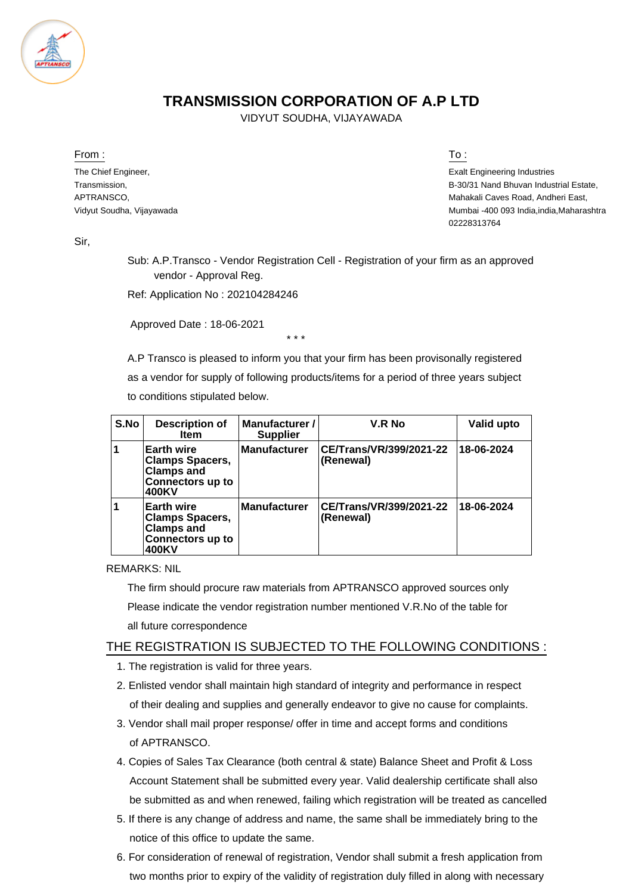# TRANSMISSION CORPORATION OF A.P LTD

VIDYUT SOUDHA, VIJAYAWADA

From :

The Chief Engineer,
Transmission,
APTRANSCO,
Vidyut Soudha, Vijayawada

To :

Exalt Engineering Industries
B-30/31 Nand Bhuvan Industrial Estate,
Mahakali Caves Road, Andheri East,
Mumbai -400 093 India,india,Maharashtra
02228313764

Sir,

Sub: A.P.Transco - Vendor Registration Cell - Registration of your firm as an approved vendor - Approval Reg.

Ref: Application No : 202104284246

Approved Date : 18-06-2021

* * *

A.P Transco is pleased to inform you that your firm has been provisonally registered as a vendor for supply of following products/items for a period of three years subject to conditions stipulated below.

| S.No | Description of Item | Manufacturer / Supplier | V.R No | Valid upto |
|---|---|---|---|---|
| 1 | Earth wire Clamps Spacers, Clamps and Connectors up to 400KV | Manufacturer | CE/Trans/VR/399/2021-22 (Renewal) | 18-06-2024 |
| 1 | Earth wire Clamps Spacers, Clamps and Connectors up to 400KV | Manufacturer | CE/Trans/VR/399/2021-22 (Renewal) | 18-06-2024 |

REMARKS: NIL

The firm should procure raw materials from APTRANSCO approved sources only
Please indicate the vendor registration number mentioned V.R.No of the table for all future correspondence

## THE REGISTRATION IS SUBJECTED TO THE FOLLOWING CONDITIONS :

1. The registration is valid for three years.
2. Enlisted vendor shall maintain high standard of integrity and performance in respect of their dealing and supplies and generally endeavor to give no cause for complaints.
3. Vendor shall mail proper response/ offer in time and accept forms and conditions of APTRANSCO.
4. Copies of Sales Tax Clearance (both central & state) Balance Sheet and Profit & Loss Account Statement shall be submitted every year. Valid dealership certificate shall also be submitted as and when renewed, failing which registration will be treated as cancelled
5. If there is any change of address and name, the same shall be immediately bring to the notice of this office to update the same.
6. For consideration of renewal of registration, Vendor shall submit a fresh application from two months prior to expiry of the validity of registration duly filled in along with necessary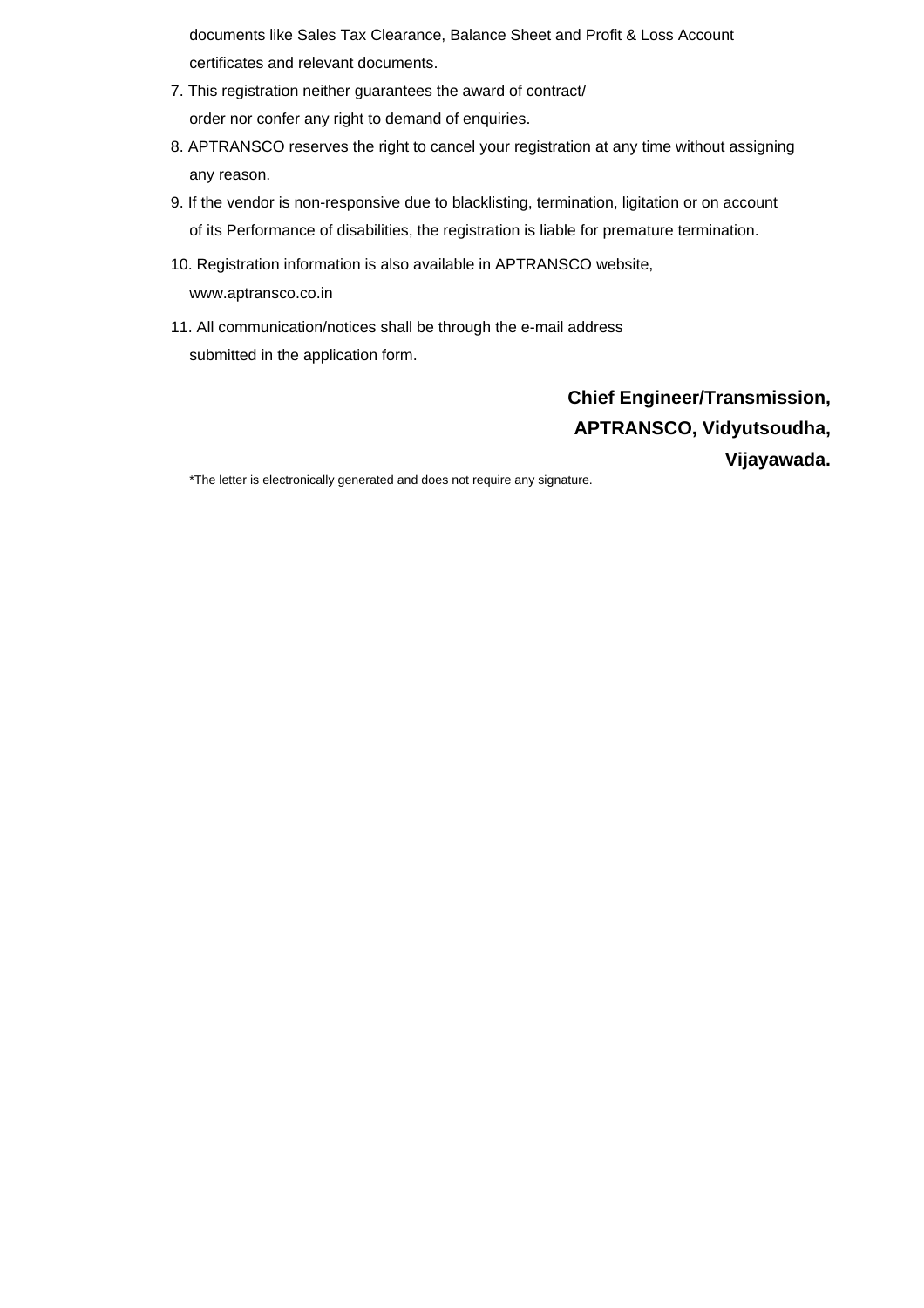documents like Sales Tax Clearance, Balance Sheet and Profit & Loss Account certificates and relevant documents.

7. This registration neither guarantees the award of contract/ order nor confer any right to demand of enquiries.
8. APTRANSCO reserves the right to cancel your registration at any time without assigning any reason.
9. If the vendor is non-responsive due to blacklisting, termination, ligitation or on account of its Performance of disabilities, the registration is liable for premature termination.
10. Registration information is also available in APTRANSCO website, www.aptransco.co.in
11. All communication/notices shall be through the e-mail address submitted in the application form.

**Chief Engineer/Transmission,**
**APTRANSCO, Vidyutsoudha,**
**Vijayawada.**

*The letter is electronically generated and does not require any signature.